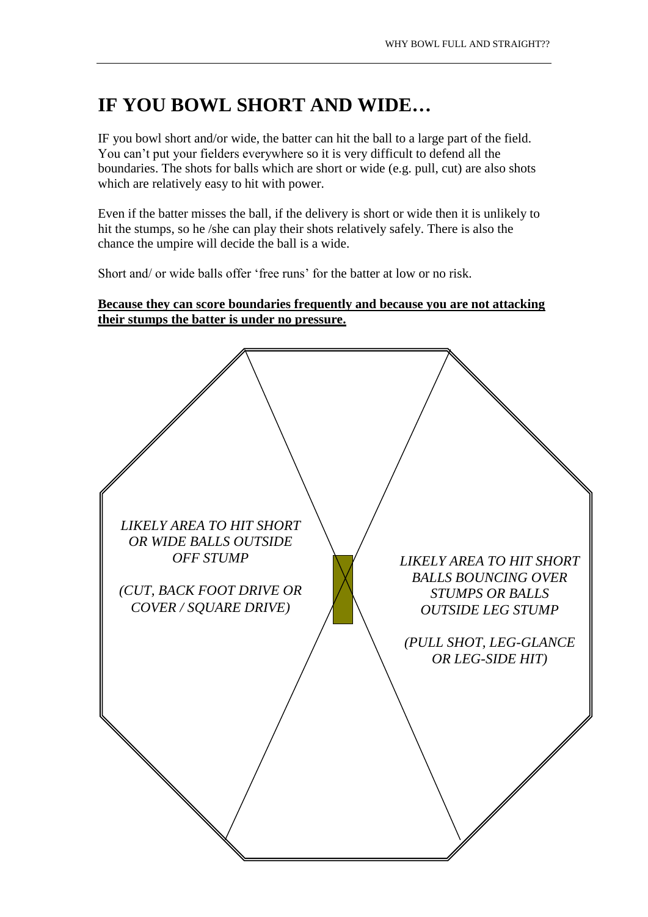# IF YOU BOWL SHORT AND WIDE…

IF you bowl short and/or wide, the batter can hit the ball to a large part of the field. You can't put your fielders everywhere so it is very difficult to defend all the boundaries. The shots for balls which are short or wide (e.g. pull, cut) are also shots which are relatively easy to hit with power.

Even if the batter misses the ball, if the delivery is short or wide then it is unlikely to hit the stumps, so he /she can play their shots relatively safely. There is also the chance the umpire will decide the ball is a wide.

Short and/ or wide balls offer 'free runs' for the batter at low or no risk.

**Because they can score boundaries frequently and because you are not attacking their stumps the batter is under no pressure.**

*LIKELY AREA TO HIT SHORT OR WIDE BALLS OUTSIDE OFF STUMP*

*(CUT, BACK FOOT DRIVE OR COVER / SQUARE DRIVE)*

*LIKELY AREA TO HIT SHORT BALLS BOUNCING OVER STUMPS OR BALLS OUTSIDE LEG STUMP*

*(PULL SHOT, LEG-GLANCE OR LEG-SIDE HIT)*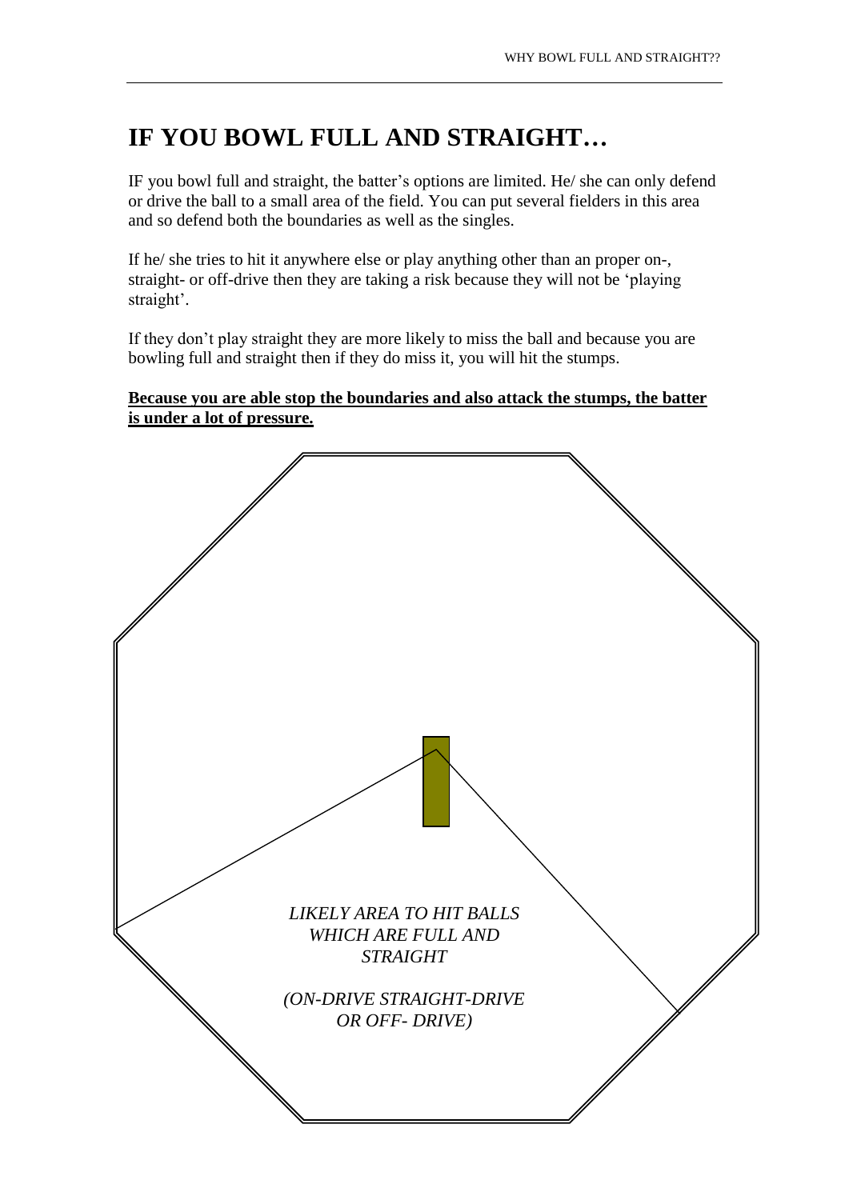# IF YOU BOWL FULL AND STRAIGHT…

IF you bowl full and straight, the batter's options are limited. He/ she can only defend or drive the ball to a small area of the field. You can put several fielders in this area and so defend both the boundaries as well as the singles.

If he/ she tries to hit it anywhere else or play anything other than an proper on-, straight- or off-drive then they are taking a risk because they will not be 'playing straight'.

If they don't play straight they are more likely to miss the ball and because you are bowling full and straight then if they do miss it, you will hit the stumps.

**Because you are able stop the boundaries and also attack the stumps, the batter is under a lot of pressure.**

*LIKELY AREA TO HIT BALLS WHICH ARE FULL AND STRAIGHT*

*(ON-DRIVE STRAIGHT-DRIVE OR OFF- DRIVE)*